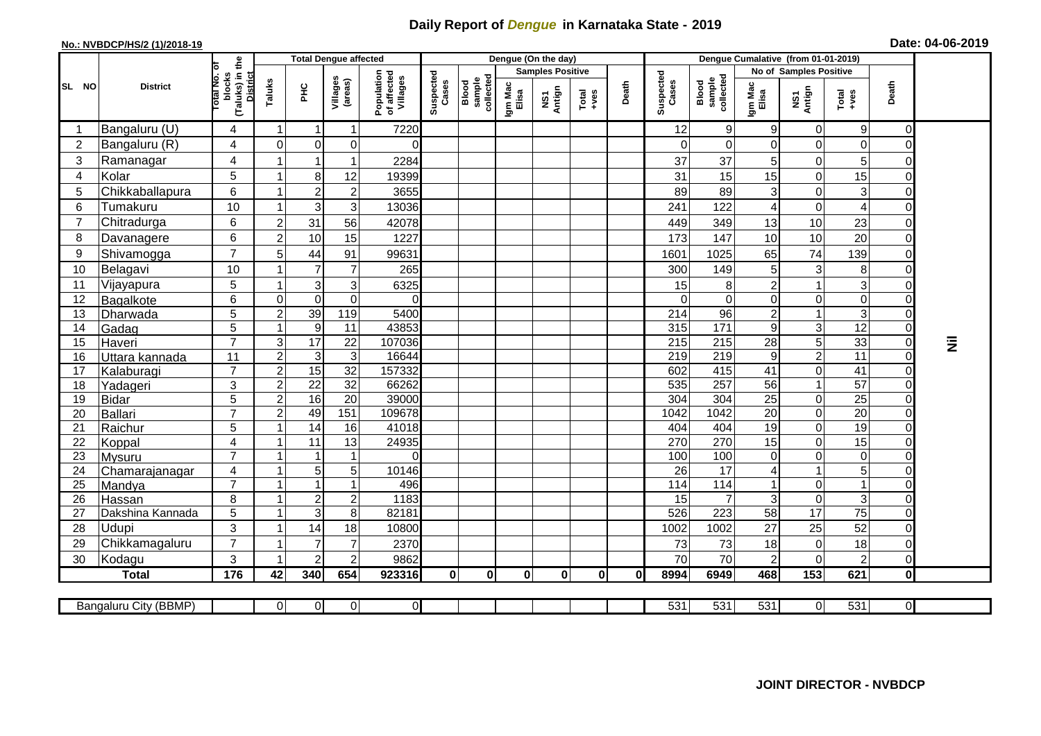# Daily Report of *Dengue* in Karnataka State - 2019

**No.: NVBDCP/HS/2 (1)/2018-19**

**Date: 04-06-2019**

| SL NO | District | Total No. of blocks (Taluks) in the District | Total Dengue affected | | | | Dengue (On the day) | | | | | | Dengue Cumalative (from 01-01-2019) | | | | | | |
|---|---|---|---|---|---|---|---|---|---|---|---|---|---|---|---|---|---|---|---|
| | | | | | | | | | Samples Positive | | | | | | No of Samples Positive | | | | |
| | | | Taluks | PHC | Villages (areas) | Population of affected Villages | Suspected Cases | Blood sample collected | Igm Mac Elisa | NS1 Antign | Total +ves | Death | Suspected Cases | Blood sample collected | Igm Mac Elisa | NS1 Antign | Total +ves | Death | |
| 1 | Bangaluru (U) | 4 | 1 | 1 | 1 | 7220 | | | | | | | 12 | 9 | 9 | 0 | 9 | 0 | Nil |
| 2 | Bangaluru (R) | 4 | 0 | 0 | 0 | 0 | | | | | | | 0 | 0 | 0 | 0 | 0 | 0 | |
| 3 | Ramanagar | 4 | 1 | 1 | 1 | 2284 | | | | | | | 37 | 37 | 5 | 0 | 5 | 0 | |
| 4 | Kolar | 5 | 1 | 8 | 12 | 19399 | | | | | | | 31 | 15 | 15 | 0 | 15 | 0 | |
| 5 | Chikkaballapura | 6 | 1 | 2 | 2 | 3655 | | | | | | | 89 | 89 | 3 | 0 | 3 | 0 | |
| 6 | Tumakuru | 10 | 1 | 3 | 3 | 13036 | | | | | | | 241 | 122 | 4 | 0 | 4 | 0 | |
| 7 | Chitradurga | 6 | 2 | 31 | 56 | 42078 | | | | | | | 449 | 349 | 13 | 10 | 23 | 0 | |
| 8 | Davanagere | 6 | 2 | 10 | 15 | 1227 | | | | | | | 173 | 147 | 10 | 10 | 20 | 0 | |
| 9 | Shivamogga | 7 | 5 | 44 | 91 | 99631 | | | | | | | 1601 | 1025 | 65 | 74 | 139 | 0 | |
| 10 | Belagavi | 10 | 1 | 7 | 7 | 265 | | | | | | | 300 | 149 | 5 | 3 | 8 | 0 | |
| 11 | Vijayapura | 5 | 1 | 3 | 3 | 6325 | | | | | | | 15 | 8 | 2 | 1 | 3 | 0 | |
| 12 | Bagalkote | 6 | 0 | 0 | 0 | 0 | | | | | | | 0 | 0 | 0 | 0 | 0 | 0 | |
| 13 | Dharwada | 5 | 2 | 39 | 119 | 5400 | | | | | | | 214 | 96 | 2 | 1 | 3 | 0 | |
| 14 | Gadag | 5 | 1 | 9 | 11 | 43853 | | | | | | | 315 | 171 | 9 | 3 | 12 | 0 | |
| 15 | Haveri | 7 | 3 | 17 | 22 | 107036 | | | | | | | 215 | 215 | 28 | 5 | 33 | 0 | |
| 16 | Uttara kannada | 11 | 2 | 3 | 3 | 16644 | | | | | | | 219 | 219 | 9 | 2 | 11 | 0 | |
| 17 | Kalaburagi | 7 | 2 | 15 | 32 | 157332 | | | | | | | 602 | 415 | 41 | 0 | 41 | 0 | |
| 18 | Yadageri | 3 | 2 | 22 | 32 | 66262 | | | | | | | 535 | 257 | 56 | 1 | 57 | 0 | |
| 19 | Bidar | 5 | 2 | 16 | 20 | 39000 | | | | | | | 304 | 304 | 25 | 0 | 25 | 0 | |
| 20 | Ballari | 7 | 2 | 49 | 151 | 109678 | | | | | | | 1042 | 1042 | 20 | 0 | 20 | 0 | |
| 21 | Raichur | 5 | 1 | 14 | 16 | 41018 | | | | | | | 404 | 404 | 19 | 0 | 19 | 0 | |
| 22 | Koppal | 4 | 1 | 11 | 13 | 24935 | | | | | | | 270 | 270 | 15 | 0 | 15 | 0 | |
| 23 | Mysuru | 7 | 1 | 1 | 1 | 0 | | | | | | | 100 | 100 | 0 | 0 | 0 | 0 | |
| 24 | Chamarajanagar | 4 | 1 | 5 | 5 | 10146 | | | | | | | 26 | 17 | 4 | 1 | 5 | 0 | |
| 25 | Mandya | 7 | 1 | 1 | 1 | 496 | | | | | | | 114 | 114 | 1 | 0 | 1 | 0 | |
| 26 | Hassan | 8 | 1 | 2 | 2 | 1183 | | | | | | | 15 | 7 | 3 | 0 | 3 | 0 | |
| 27 | Dakshina Kannada | 5 | 1 | 3 | 8 | 82181 | | | | | | | 526 | 223 | 58 | 17 | 75 | 0 | |
| 28 | Udupi | 3 | 1 | 14 | 18 | 10800 | | | | | | | 1002 | 1002 | 27 | 25 | 52 | 0 | |
| 29 | Chikkamagaluru | 7 | 1 | 7 | 7 | 2370 | | | | | | | 73 | 73 | 18 | 0 | 18 | 0 | |
| 30 | Kodagu | 3 | 1 | 2 | 2 | 9862 | | | | | | | 70 | 70 | 2 | 0 | 2 | 0 | |
| | **Total** | **176** | **42** | **340** | **654** | **923316** | **0** | **0** | **0** | **0** | **0** | **0** | **8994** | **6949** | **468** | **153** | **621** | **0** | |

| Bangaluru City (BBMP) | | 0 | 0 | 0 | 0 | | | | | | | 531 | 531 | 531 | 0 | 531 | 0 | |
|---|---|---|---|---|---|---|---|---|---|---|---|---|---|---|---|---|---|---|

**JOINT DIRECTOR - NVBDCP**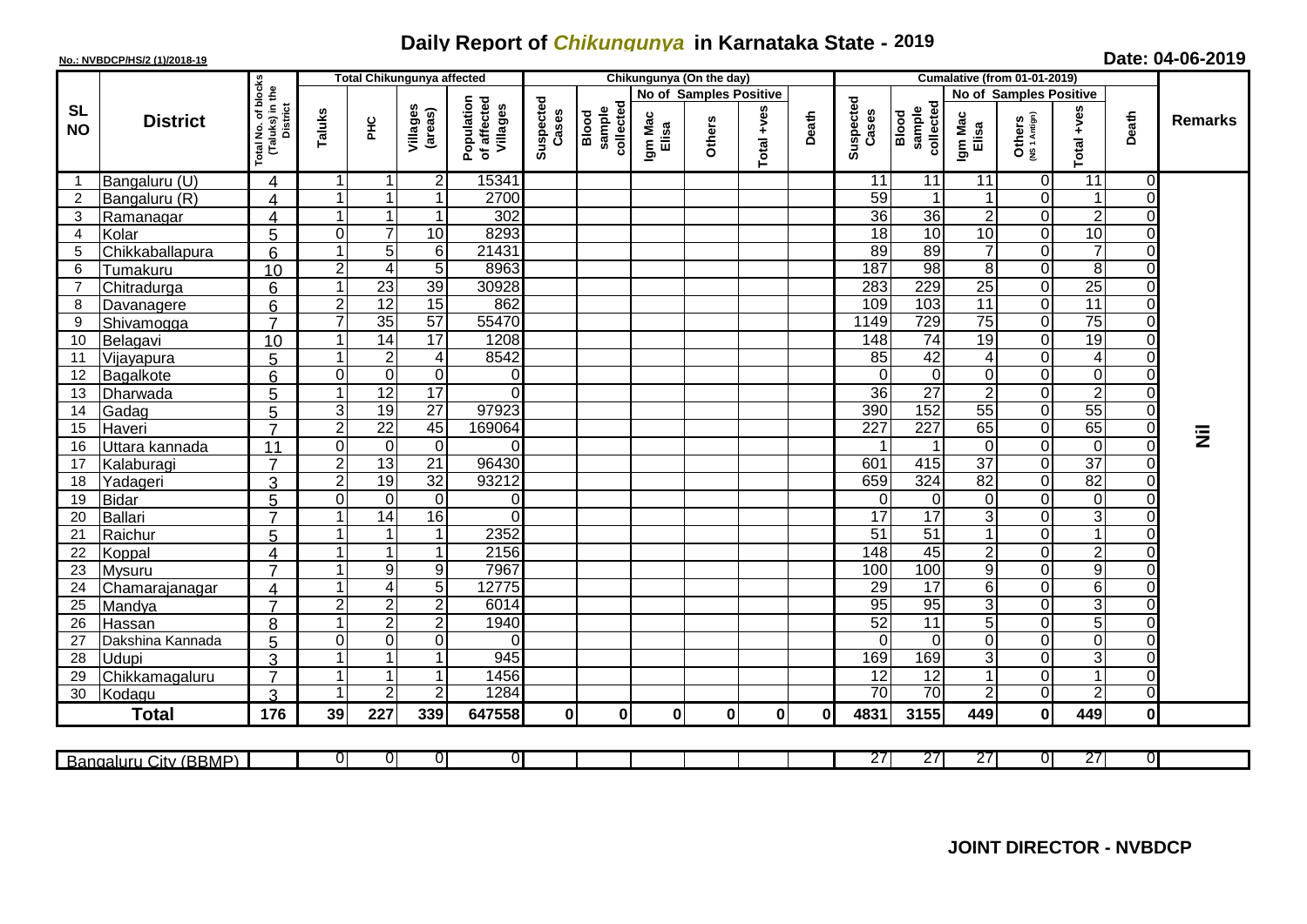# Daily Report of *Chikungunya* in Karnataka State - 2019

**No.: NVBDCP/HS/2 (1)/2018-19**

**Date: 04-06-2019**

| SL NO | District | Total No. of blocks (Taluks) in the District | Total Chikungunya affected | | | | Chikungunya (On the day) | | | | | | Cumalative (from 01-01-2019) | | | | | | Remarks |
|---|---|---|---|---|---|---|---|---|---|---|---|---|---|---|---|---|---|---|---|
| | | | Taluks | PHC | Villages (areas) | Population of affected Villages | Suspected Cases | Blood sample collected | No of Samples Positive | | | Death | Suspected Cases | Blood sample collected | No of Samples Positive | | | Death | |
| | | | | | | | | | Igm Mac Elisa | Others | Total +ves | | | | Igm Mac Elisa | Others (NS 1 Antign) | Total +ves | | |
| 1 | Bangaluru (U) | 4 | 1 | 1 | 2 | 15341 | | | | | | | 11 | 11 | 11 | 0 | 11 | 0 | Nil |
| 2 | Bangaluru (R) | 4 | 1 | 1 | 1 | 2700 | | | | | | | 59 | 1 | 1 | 0 | 1 | 0 | |
| 3 | Ramanagar | 4 | 1 | 1 | 1 | 302 | | | | | | | 36 | 36 | 2 | 0 | 2 | 0 | |
| 4 | Kolar | 5 | 0 | 7 | 10 | 8293 | | | | | | | 18 | 10 | 10 | 0 | 10 | 0 | |
| 5 | Chikkaballapura | 6 | 1 | 5 | 6 | 21431 | | | | | | | 89 | 89 | 7 | 0 | 7 | 0 | |
| 6 | Tumakuru | 10 | 2 | 4 | 5 | 8963 | | | | | | | 187 | 98 | 8 | 0 | 8 | 0 | |
| 7 | Chitradurga | 6 | 1 | 23 | 39 | 30928 | | | | | | | 283 | 229 | 25 | 0 | 25 | 0 | |
| 8 | Davanagere | 6 | 2 | 12 | 15 | 862 | | | | | | | 109 | 103 | 11 | 0 | 11 | 0 | |
| 9 | Shivamogga | 7 | 7 | 35 | 57 | 55470 | | | | | | | 1149 | 729 | 75 | 0 | 75 | 0 | |
| 10 | Belagavi | 10 | 1 | 14 | 17 | 1208 | | | | | | | 148 | 74 | 19 | 0 | 19 | 0 | |
| 11 | Vijayapura | 5 | 1 | 2 | 4 | 8542 | | | | | | | 85 | 42 | 4 | 0 | 4 | 0 | |
| 12 | Bagalkote | 6 | 0 | 0 | 0 | 0 | | | | | | | 0 | 0 | 0 | 0 | 0 | 0 | |
| 13 | Dharwada | 5 | 1 | 12 | 17 | 0 | | | | | | | 36 | 27 | 2 | 0 | 2 | 0 | |
| 14 | Gadag | 5 | 3 | 19 | 27 | 97923 | | | | | | | 390 | 152 | 55 | 0 | 55 | 0 | |
| 15 | Haveri | 7 | 2 | 22 | 45 | 169064 | | | | | | | 227 | 227 | 65 | 0 | 65 | 0 | |
| 16 | Uttara kannada | 11 | 0 | 0 | 0 | 0 | | | | | | | 1 | 1 | 0 | 0 | 0 | 0 | |
| 17 | Kalaburagi | 7 | 2 | 13 | 21 | 96430 | | | | | | | 601 | 415 | 37 | 0 | 37 | 0 | |
| 18 | Yadageri | 3 | 2 | 19 | 32 | 93212 | | | | | | | 659 | 324 | 82 | 0 | 82 | 0 | |
| 19 | Bidar | 5 | 0 | 0 | 0 | 0 | | | | | | | 0 | 0 | 0 | 0 | 0 | 0 | |
| 20 | Ballari | 7 | 1 | 14 | 16 | 0 | | | | | | | 17 | 17 | 3 | 0 | 3 | 0 | |
| 21 | Raichur | 5 | 1 | 1 | 1 | 2352 | | | | | | | 51 | 51 | 1 | 0 | 1 | 0 | |
| 22 | Koppal | 4 | 1 | 1 | 1 | 2156 | | | | | | | 148 | 45 | 2 | 0 | 2 | 0 | |
| 23 | Mysuru | 7 | 1 | 9 | 9 | 7967 | | | | | | | 100 | 100 | 9 | 0 | 9 | 0 | |
| 24 | Chamarajanagar | 4 | 1 | 4 | 5 | 12775 | | | | | | | 29 | 17 | 6 | 0 | 6 | 0 | |
| 25 | Mandya | 7 | 2 | 2 | 2 | 6014 | | | | | | | 95 | 95 | 3 | 0 | 3 | 0 | |
| 26 | Hassan | 8 | 1 | 2 | 2 | 1940 | | | | | | | 52 | 11 | 5 | 0 | 5 | 0 | |
| 27 | Dakshina Kannada | 5 | 0 | 0 | 0 | 0 | | | | | | | 0 | 0 | 0 | 0 | 0 | 0 | |
| 28 | Udupi | 3 | 1 | 1 | 1 | 945 | | | | | | | 169 | 169 | 3 | 0 | 3 | 0 | |
| 29 | Chikkamagaluru | 7 | 1 | 1 | 1 | 1456 | | | | | | | 12 | 12 | 1 | 0 | 1 | 0 | |
| 30 | Kodagu | 3 | 1 | 2 | 2 | 1284 | | | | | | | 70 | 70 | 2 | 0 | 2 | 0 | |
| **Total** | | **176** | **39** | **227** | **339** | **647558** | **0** | **0** | **0** | **0** | **0** | **0** | **4831** | **3155** | **449** | **0** | **449** | **0** | |

| | | | | | | | | | | | | | | | | | | |
|---|---|---|---|---|---|---|---|---|---|---|---|---|---|---|---|---|---|---|
| Bangaluru City (BBMP) | | 0 | 0 | 0 | 0 | | | | | | | 27 | 27 | 27 | 0 | 27 | 0 | |

**JOINT DIRECTOR - NVBDCP**